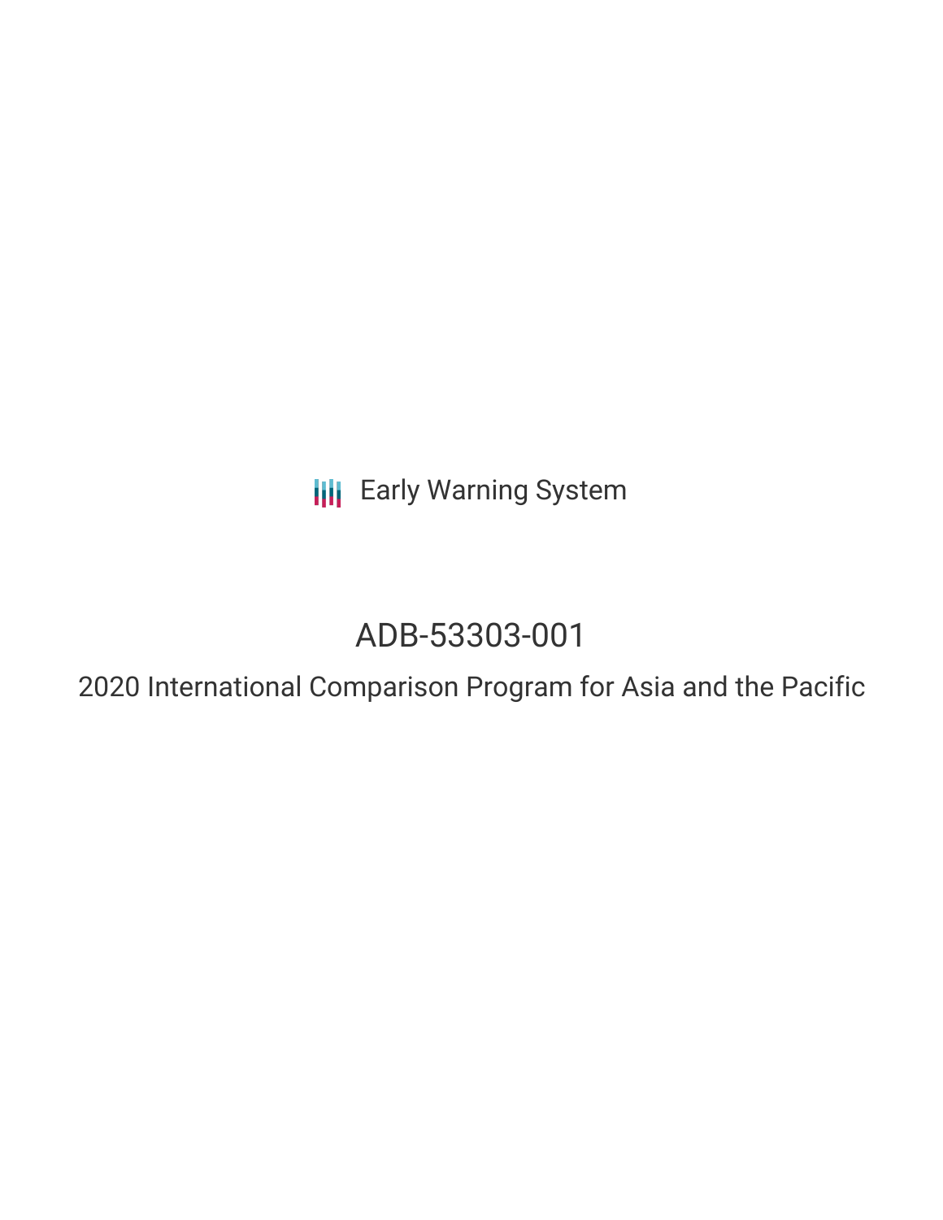Early Warning System

# ADB-53303-001

## 2020 International Comparison Program for Asia and the Pacific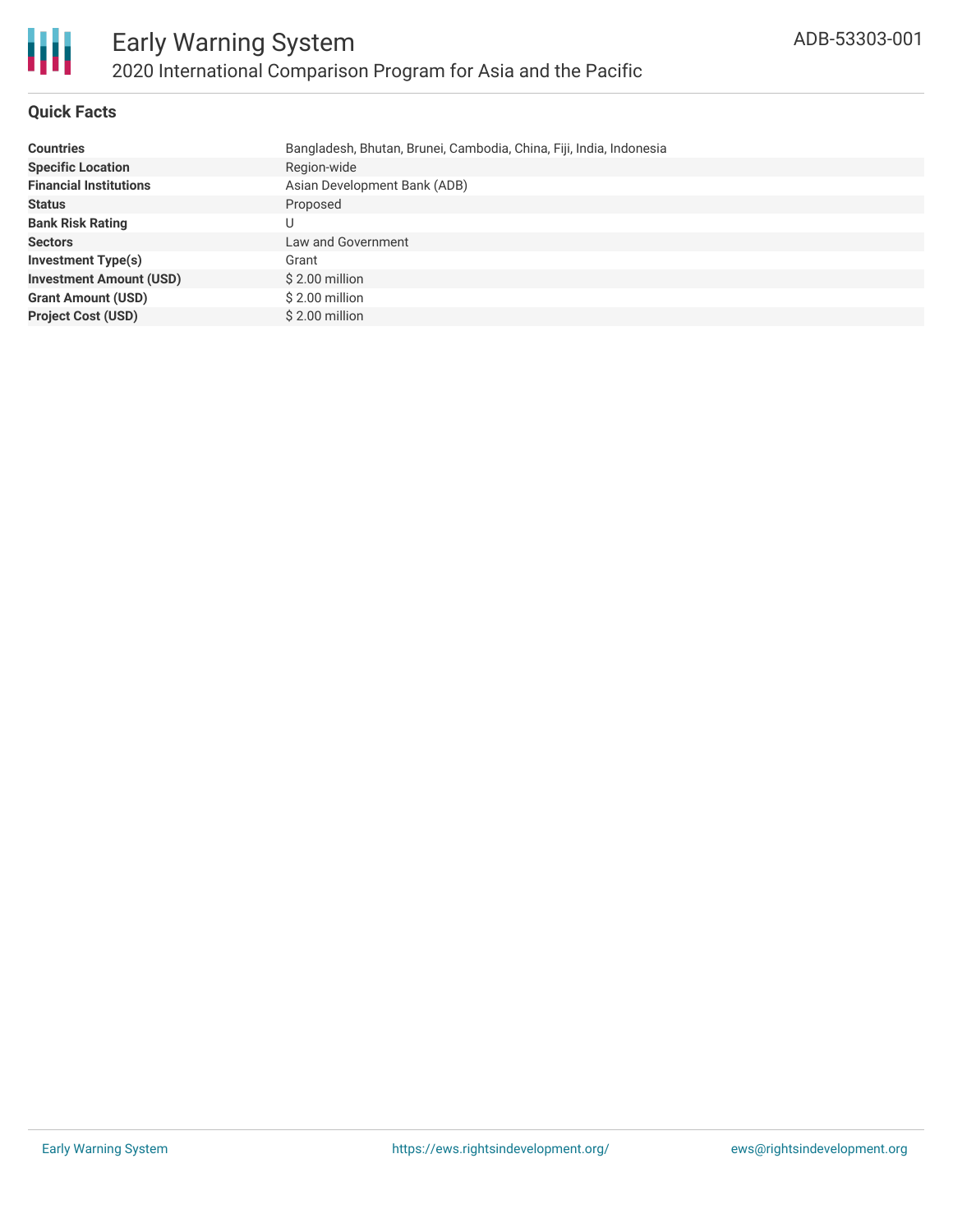# Early Warning System

## 2020 International Comparison Program for Asia and the Pacific

ADB-53303-001

### Quick Facts

| | |
|---|---|
| **Countries** | Bangladesh, Bhutan, Brunei, Cambodia, China, Fiji, India, Indonesia |
| **Specific Location** | Region-wide |
| **Financial Institutions** | Asian Development Bank (ADB) |
| **Status** | Proposed |
| **Bank Risk Rating** | U |
| **Sectors** | Law and Government |
| **Investment Type(s)** | Grant |
| **Investment Amount (USD)** | $ 2.00 million |
| **Grant Amount (USD)** | $ 2.00 million |
| **Project Cost (USD)** | $ 2.00 million |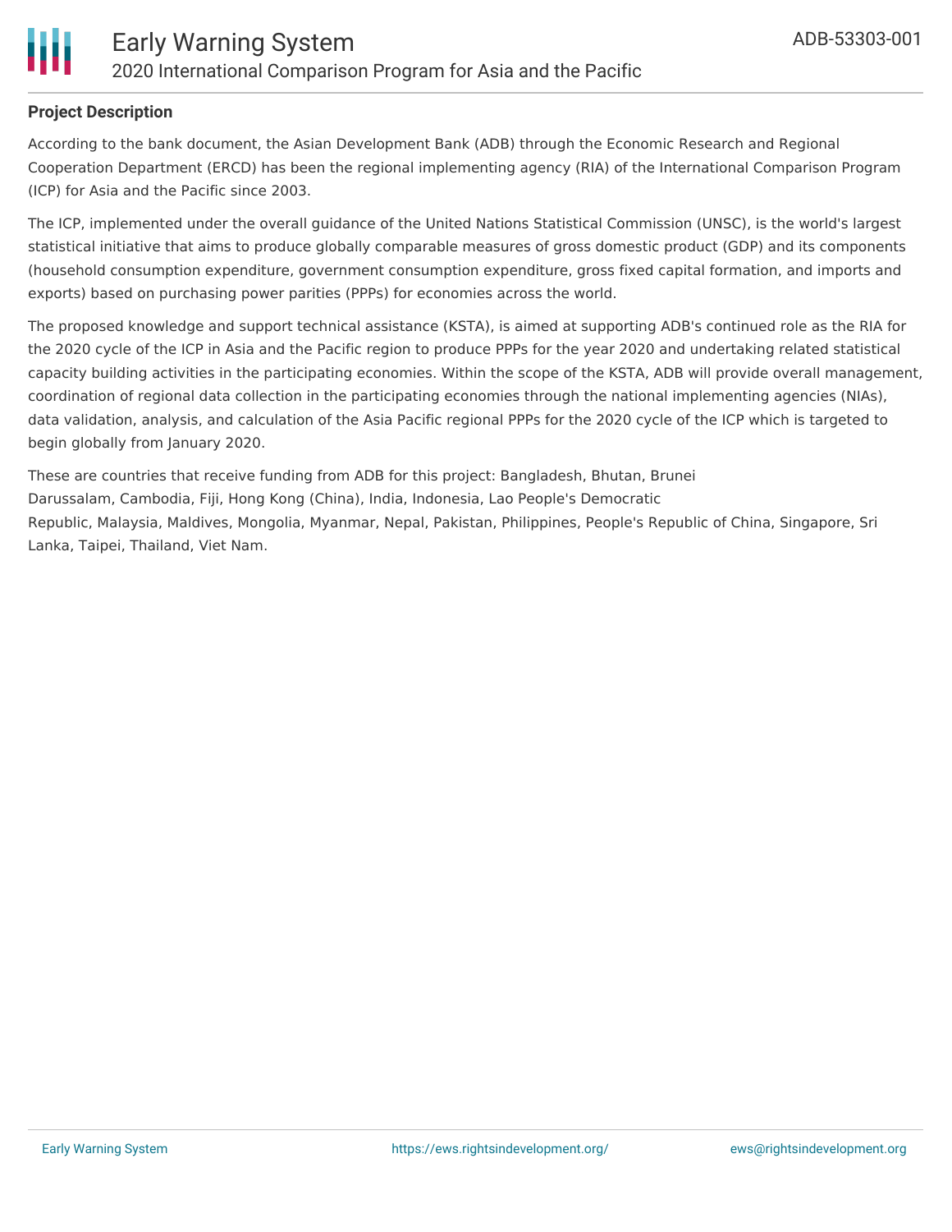**Project Description**

According to the bank document, the Asian Development Bank (ADB) through the Economic Research and Regional Cooperation Department (ERCD) has been the regional implementing agency (RIA) of the International Comparison Program (ICP) for Asia and the Pacific since 2003.

The ICP, implemented under the overall guidance of the United Nations Statistical Commission (UNSC), is the world's largest statistical initiative that aims to produce globally comparable measures of gross domestic product (GDP) and its components (household consumption expenditure, government consumption expenditure, gross fixed capital formation, and imports and exports) based on purchasing power parities (PPPs) for economies across the world.

The proposed knowledge and support technical assistance (KSTA), is aimed at supporting ADB's continued role as the RIA for the 2020 cycle of the ICP in Asia and the Pacific region to produce PPPs for the year 2020 and undertaking related statistical capacity building activities in the participating economies. Within the scope of the KSTA, ADB will provide overall management, coordination of regional data collection in the participating economies through the national implementing agencies (NIAs), data validation, analysis, and calculation of the Asia Pacific regional PPPs for the 2020 cycle of the ICP which is targeted to begin globally from January 2020.

These are countries that receive funding from ADB for this project: Bangladesh, Bhutan, Brunei Darussalam, Cambodia, Fiji, Hong Kong (China), India, Indonesia, Lao People's Democratic Republic, Malaysia, Maldives, Mongolia, Myanmar, Nepal, Pakistan, Philippines, People's Republic of China, Singapore, Sri Lanka, Taipei, Thailand, Viet Nam.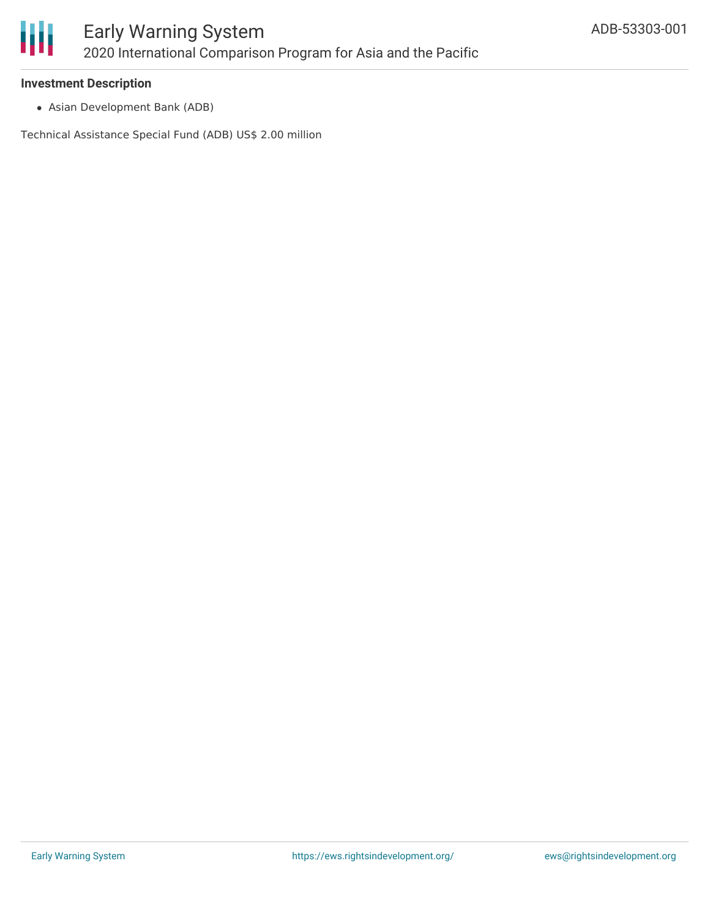**Investment Description**

- Asian Development Bank (ADB)

Technical Assistance Special Fund (ADB) US$ 2.00 million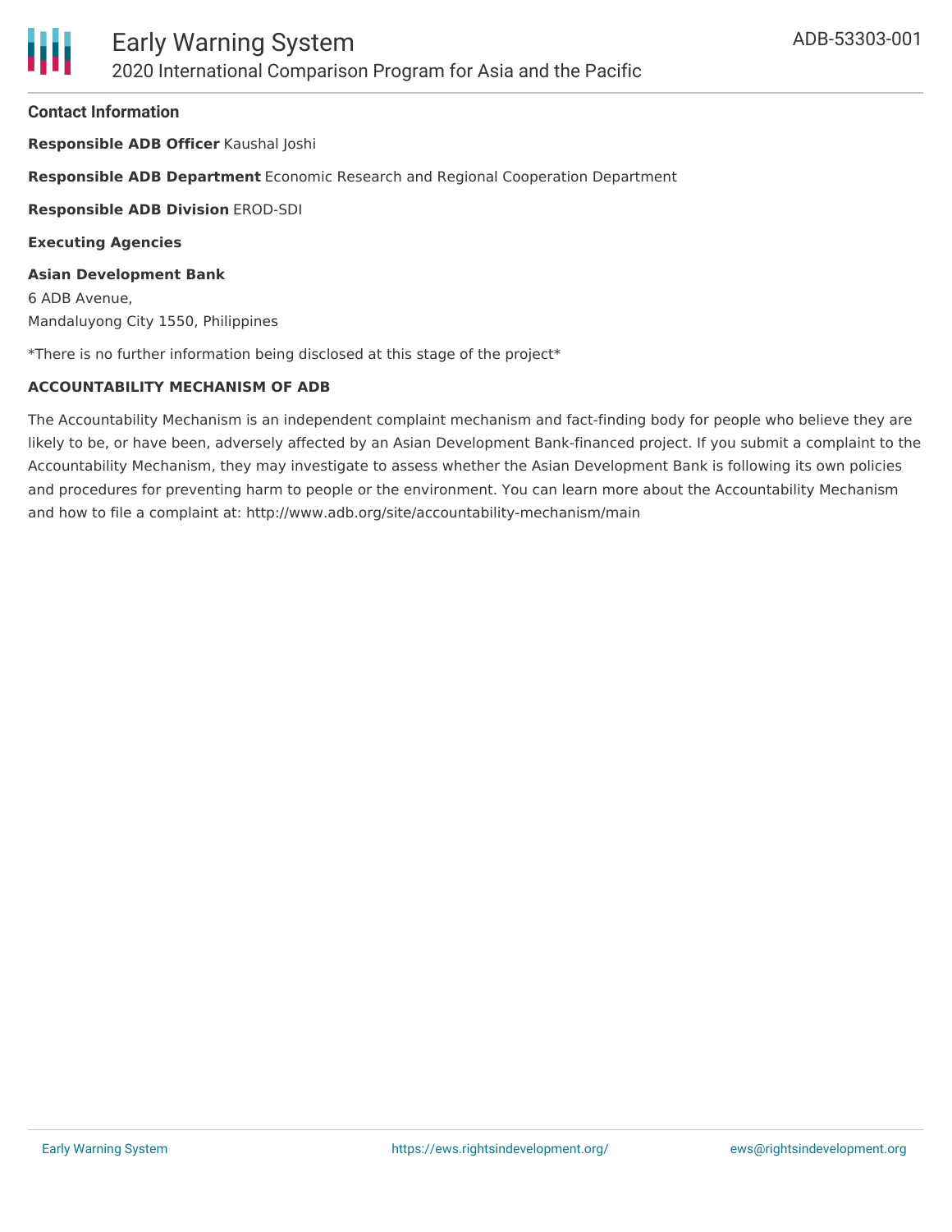### Contact Information

**Responsible ADB Officer** Kaushal Joshi

**Responsible ADB Department** Economic Research and Regional Cooperation Department

**Responsible ADB Division** EROD-SDI

**Executing Agencies**

**Asian Development Bank**
6 ADB Avenue,
Mandaluyong City 1550, Philippines

*There is no further information being disclosed at this stage of the project*

**ACCOUNTABILITY MECHANISM OF ADB**

The Accountability Mechanism is an independent complaint mechanism and fact-finding body for people who believe they are likely to be, or have been, adversely affected by an Asian Development Bank-financed project. If you submit a complaint to the Accountability Mechanism, they may investigate to assess whether the Asian Development Bank is following its own policies and procedures for preventing harm to people or the environment. You can learn more about the Accountability Mechanism and how to file a complaint at: http://www.adb.org/site/accountability-mechanism/main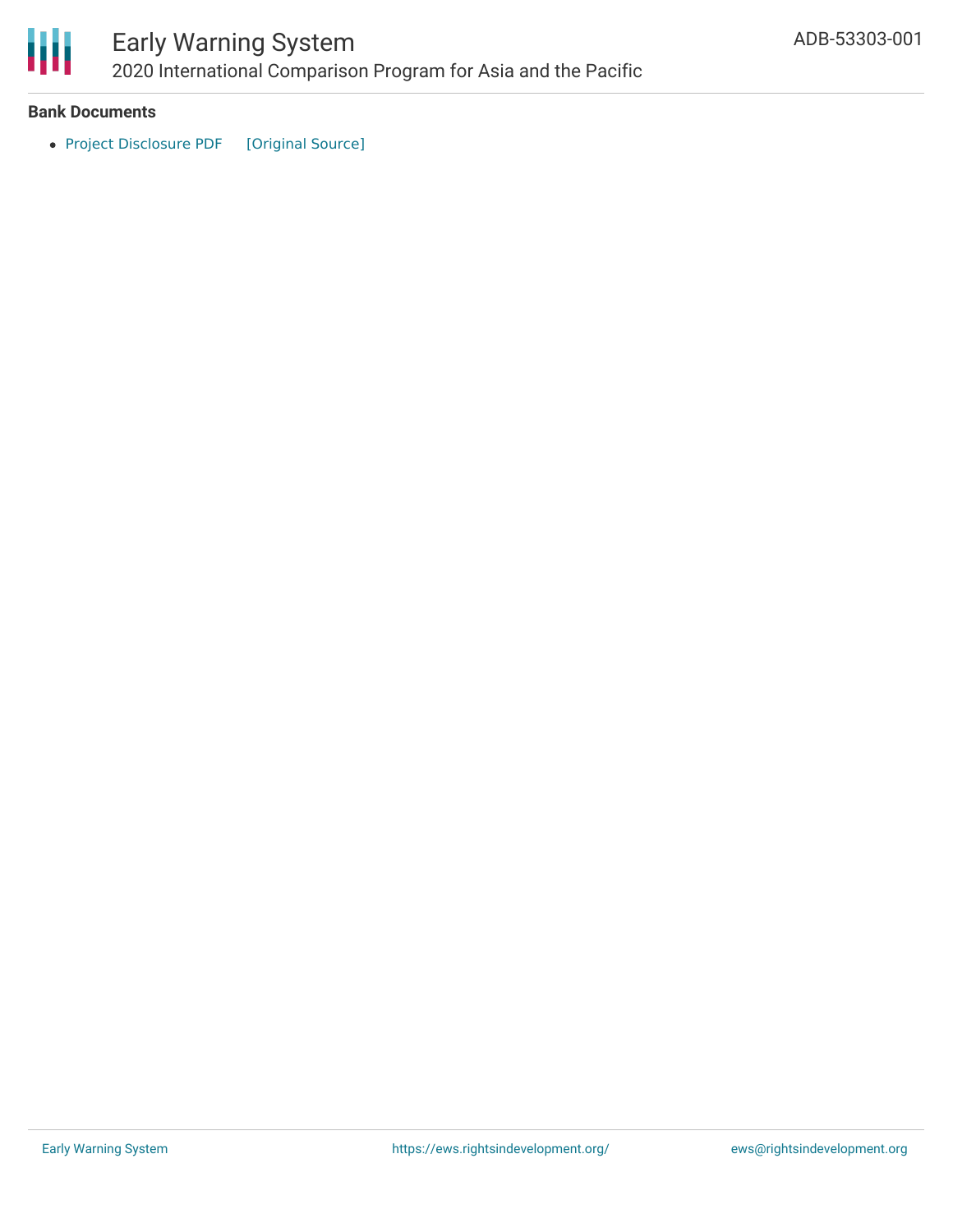**Bank Documents**

- Project Disclosure PDF [Original Source]